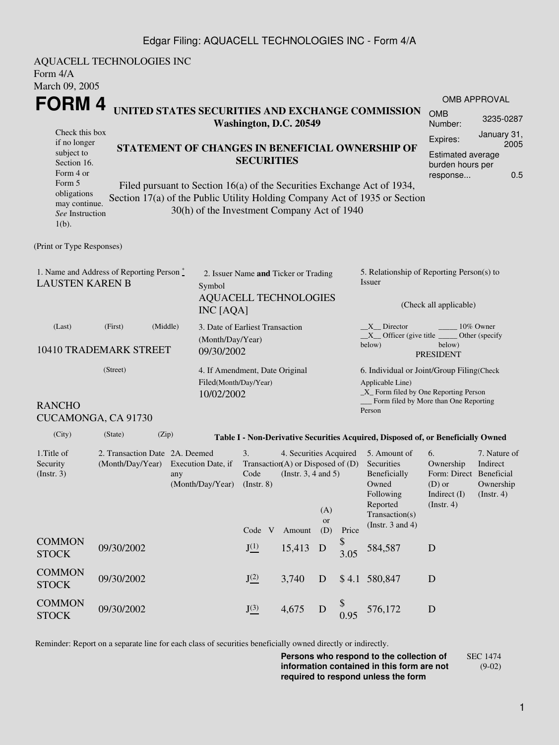AQUACELL TECHNOLOGIES INC
Form 4/A
March 09, 2005

# FORM 4

Check this box if no longer subject to Section 16. Form 4 or Form 5 obligations may continue. *See* Instruction 1(b).

## UNITED STATES SECURITIES AND EXCHANGE COMMISSION
**Washington, D.C. 20549**

## STATEMENT OF CHANGES IN BENEFICIAL OWNERSHIP OF SECURITIES

Filed pursuant to Section 16(a) of the Securities Exchange Act of 1934, Section 17(a) of the Public Utility Holding Company Act of 1935 or Section 30(h) of the Investment Company Act of 1940

| OMB APPROVAL | |
|---|---|
| OMB Number: | 3235-0287 |
| Expires: | January 31, 2005 |
| Estimated average burden hours per response... | 0.5 |

(Print or Type Responses)

1. Name and Address of Reporting Person *
LAUSTEN KAREN B

(Last) (First) (Middle)

10410 TRADEMARK STREET

(Street)

RANCHO CUCAMONGA, CA 91730

(City) (State) (Zip)

2. Issuer Name **and** Ticker or Trading Symbol
AQUACELL TECHNOLOGIES INC [AQA]

3. Date of Earliest Transaction (Month/Day/Year)
09/30/2002

4. If Amendment, Date Original Filed(Month/Day/Year)
10/02/2002

5. Relationship of Reporting Person(s) to Issuer

(Check all applicable)

__X__ Director _____ 10% Owner
__X__ Officer (give title below) _____ Other (specify below)
PRESIDENT

6. Individual or Joint/Group Filing(Check Applicable Line)
_X_ Form filed by One Reporting Person
___ Form filed by More than One Reporting Person

**Table I - Non-Derivative Securities Acquired, Disposed of, or Beneficially Owned**

| 1.Title of Security (Instr. 3) | 2. Transaction Date (Month/Day/Year) | 2A. Deemed Execution Date, if any (Month/Day/Year) | 3. Transaction Code (Instr. 8) | | 4. Securities Acquired (A) or Disposed of (D) (Instr. 3, 4 and 5) | | | 5. Amount of Securities Beneficially Owned Following Reported Transaction(s) (Instr. 3 and 4) | 6. Ownership Form: Direct (D) or Indirect (I) (Instr. 4) | 7. Nature of Indirect Beneficial Ownership (Instr. 4) |
|---|---|---|---|---|---|---|---|---|---|---|
| | | | Code | V | Amount | (A) or (D) | Price | | | |
| COMMON STOCK | 09/30/2002 | | J[(1)] | | 15,413 | D | $ 3.05 | 584,587 | D | |
| COMMON STOCK | 09/30/2002 | | J[(2)] | | 3,740 | D | $ 4.1 | 580,847 | D | |
| COMMON STOCK | 09/30/2002 | | J[(3)] | | 4,675 | D | $ 0.95 | 576,172 | D | |

Reminder: Report on a separate line for each class of securities beneficially owned directly or indirectly.

**Persons who respond to the collection of information contained in this form are not required to respond unless the form**

SEC 1474 (9-02)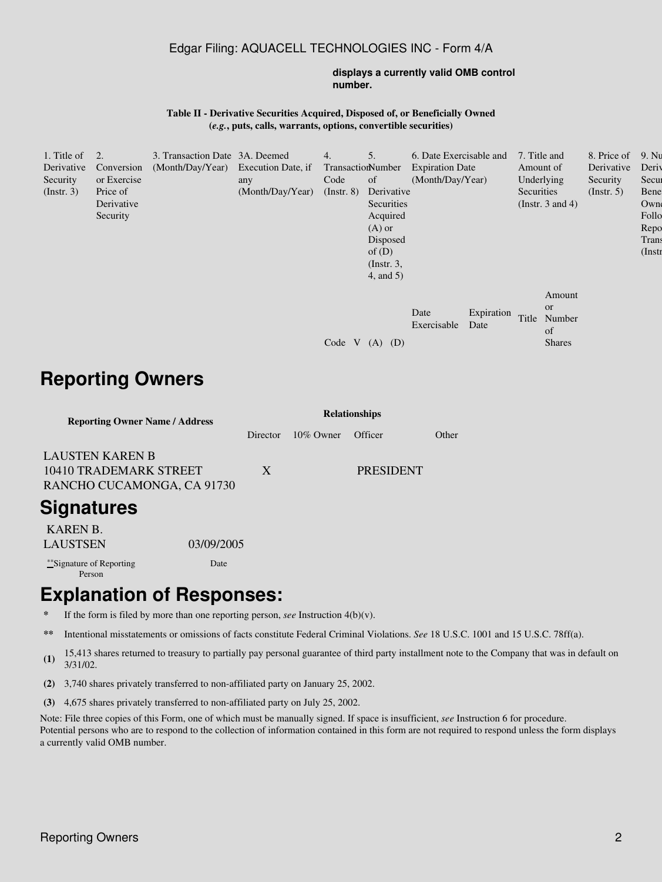displays a currently valid OMB control number.

**Table II - Derivative Securities Acquired, Disposed of, or Beneficially Owned (*e.g.*, puts, calls, warrants, options, convertible securities)**

| 1. Title of Derivative Security (Instr. 3) | 2. Conversion or Exercise Price of Derivative Security | 3. Transaction Date (Month/Day/Year) | 3A. Deemed Execution Date, if any (Month/Day/Year) | 4. Transaction Code (Instr. 8) | | 5. Number of Derivative Securities Acquired (A) or Disposed of (D) (Instr. 3, 4, and 5) | | 6. Date Exercisable and Expiration Date (Month/Day/Year) | | 7. Title and Amount of Underlying Securities (Instr. 3 and 4) | | 8. Price of Derivative Security (Instr. 5) | 9. Nu Deriv Secur Bene Own Follo Repo Trans (Instr |
|---|---|---|---|---|---|---|---|---|---|---|---|---|---|
| | | | | Code | V | (A) | (D) | Date Exercisable | Expiration Date | Title | Amount or Number of Shares | | |

## Reporting Owners

| Reporting Owner Name / Address | Relationships | | | |
|---|---|---|---|---|
| | Director | 10% Owner | Officer | Other |
| LAUSTEN KAREN B<br>10410 TRADEMARK STREET<br>RANCHO CUCAMONGA, CA 91730 | X | | PRESIDENT | |

## Signatures

| | |
|---|---|
| KAREN B. LAUSTSEN | 03/09/2005 |
| **Signature of Reporting Person | Date |

## Explanation of Responses:

- \* If the form is filed by more than one reporting person, *see* Instruction 4(b)(v).
- \*\* Intentional misstatements or omissions of facts constitute Federal Criminal Violations. *See* 18 U.S.C. 1001 and 15 U.S.C. 78ff(a).
- **(1)** 15,413 shares returned to treasury to partially pay personal guarantee of third party installment note to the Company that was in default on 3/31/02.
- **(2)** 3,740 shares privately transferred to non-affiliated party on January 25, 2002.
- **(3)** 4,675 shares privately transferred to non-affiliated party on July 25, 2002.

Note: File three copies of this Form, one of which must be manually signed. If space is insufficient, *see* Instruction 6 for procedure.
Potential persons who are to respond to the collection of information contained in this form are not required to respond unless the form displays a currently valid OMB number.